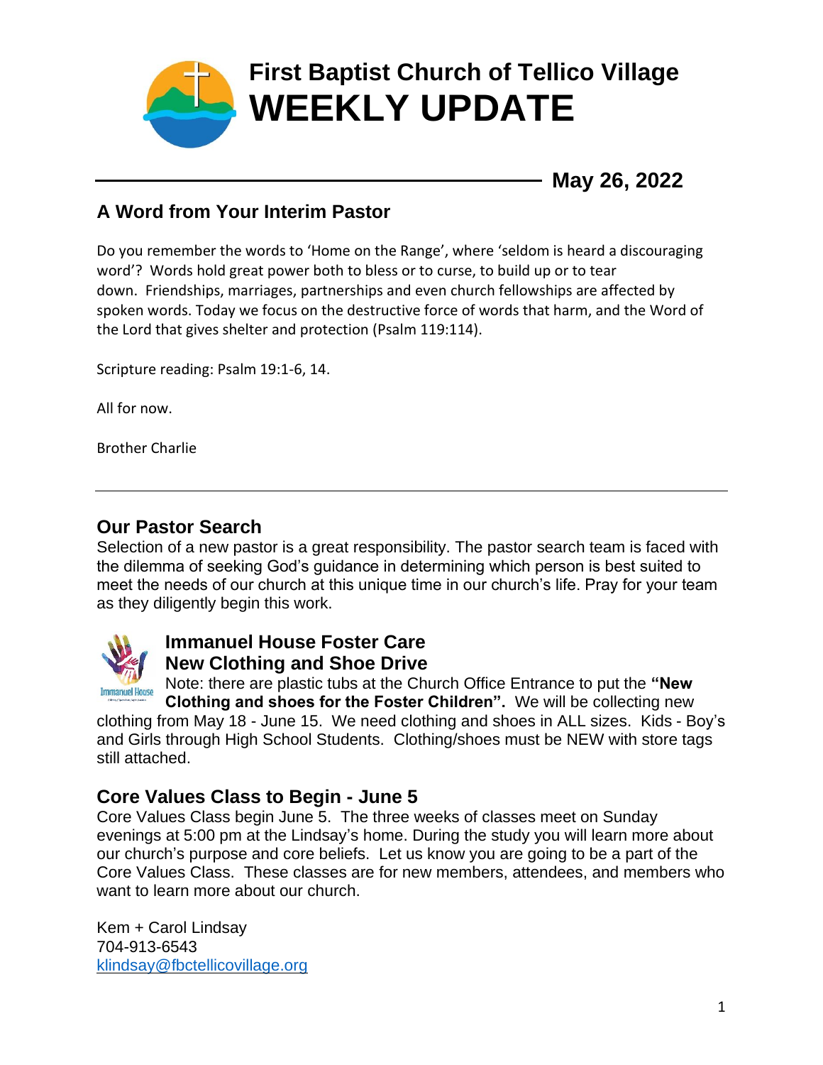# First Baptist Church of Tellico Village
# WEEKLY UPDATE

**May 26, 2022**

## A Word from Your Interim Pastor

Do you remember the words to 'Home on the Range', where 'seldom is heard a discouraging word'? Words hold great power both to bless or to curse, to build up or to tear down. Friendships, marriages, partnerships and even church fellowships are affected by spoken words. Today we focus on the destructive force of words that harm, and the Word of the Lord that gives shelter and protection (Psalm 119:114).

Scripture reading: Psalm 19:1-6, 14.

All for now.

Brother Charlie

---

## Our Pastor Search

Selection of a new pastor is a great responsibility. The pastor search team is faced with the dilemma of seeking God's guidance in determining which person is best suited to meet the needs of our church at this unique time in our church's life. Pray for your team as they diligently begin this work.

## Immanuel House Foster Care
## New Clothing and Shoe Drive

Note: there are plastic tubs at the Church Office Entrance to put the **"New Clothing and shoes for the Foster Children".** We will be collecting new clothing from May 18 - June 15. We need clothing and shoes in ALL sizes. Kids - Boy's and Girls through High School Students. Clothing/shoes must be NEW with store tags still attached.

## Core Values Class to Begin - June 5

Core Values Class begin June 5. The three weeks of classes meet on Sunday evenings at 5:00 pm at the Lindsay's home. During the study you will learn more about our church's purpose and core beliefs. Let us know you are going to be a part of the Core Values Class. These classes are for new members, attendees, and members who want to learn more about our church.

Kem + Carol Lindsay
704-913-6543
klindsay@fbctellicovillage.org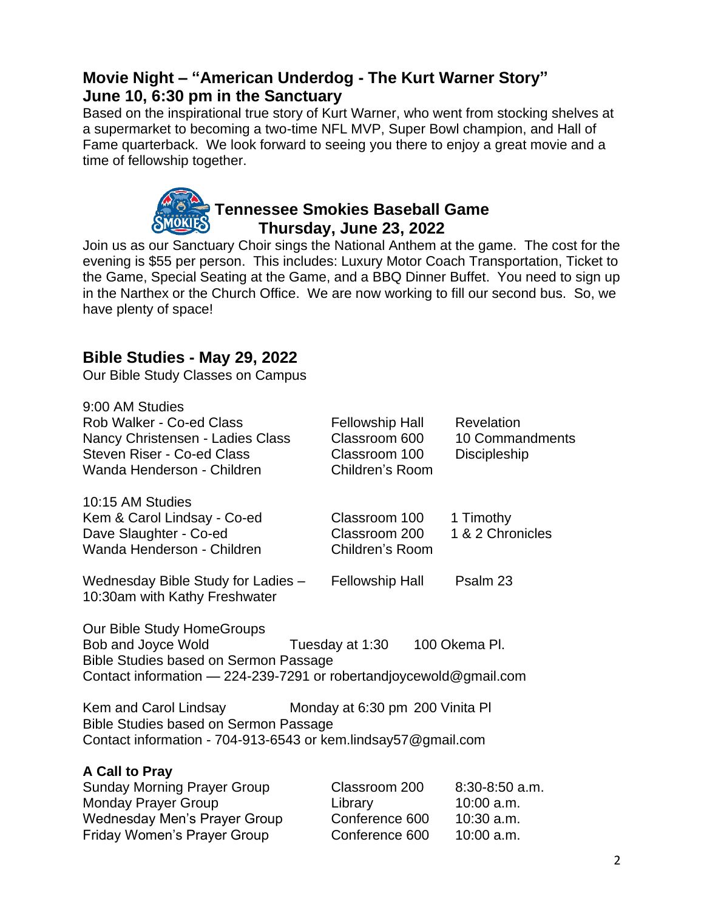## Movie Night – "American Underdog - The Kurt Warner Story"
## June 10, 6:30 pm in the Sanctuary

Based on the inspirational true story of Kurt Warner, who went from stocking shelves at a supermarket to becoming a two-time NFL MVP, Super Bowl champion, and Hall of Fame quarterback. We look forward to seeing you there to enjoy a great movie and a time of fellowship together.

## Tennessee Smokies Baseball Game
## Thursday, June 23, 2022

Join us as our Sanctuary Choir sings the National Anthem at the game. The cost for the evening is $55 per person. This includes: Luxury Motor Coach Transportation, Ticket to the Game, Special Seating at the Game, and a BBQ Dinner Buffet. You need to sign up in the Narthex or the Church Office. We are now working to fill our second bus. So, we have plenty of space!

## Bible Studies - May 29, 2022

Our Bible Study Classes on Campus

9:00 AM Studies

| | | |
|---|---|---|
| Rob Walker - Co-ed Class | Fellowship Hall | Revelation |
| Nancy Christensen - Ladies Class | Classroom 600 | 10 Commandments |
| Steven Riser - Co-ed Class | Classroom 100 | Discipleship |
| Wanda Henderson - Children | Children's Room | |

10:15 AM Studies

| | | |
|---|---|---|
| Kem & Carol Lindsay - Co-ed | Classroom 100 | 1 Timothy |
| Dave Slaughter - Co-ed | Classroom 200 | 1 & 2 Chronicles |
| Wanda Henderson - Children | Children's Room | |

| | | |
|---|---|---|
| Wednesday Bible Study for Ladies – 10:30am with Kathy Freshwater | Fellowship Hall | Psalm 23 |

Our Bible Study HomeGroups

Bob and Joyce Wold — Tuesday at 1:30 — 100 Okema Pl.
Bible Studies based on Sermon Passage
Contact information — 224-239-7291 or robertandjoycewold@gmail.com

Kem and Carol Lindsay — Monday at 6:30 pm — 200 Vinita Pl
Bible Studies based on Sermon Passage
Contact information - 704-913-6543 or kem.lindsay57@gmail.com

### A Call to Pray

| | | |
|---|---|---|
| Sunday Morning Prayer Group | Classroom 200 | 8:30-8:50 a.m. |
| Monday Prayer Group | Library | 10:00 a.m. |
| Wednesday Men's Prayer Group | Conference 600 | 10:30 a.m. |
| Friday Women's Prayer Group | Conference 600 | 10:00 a.m. |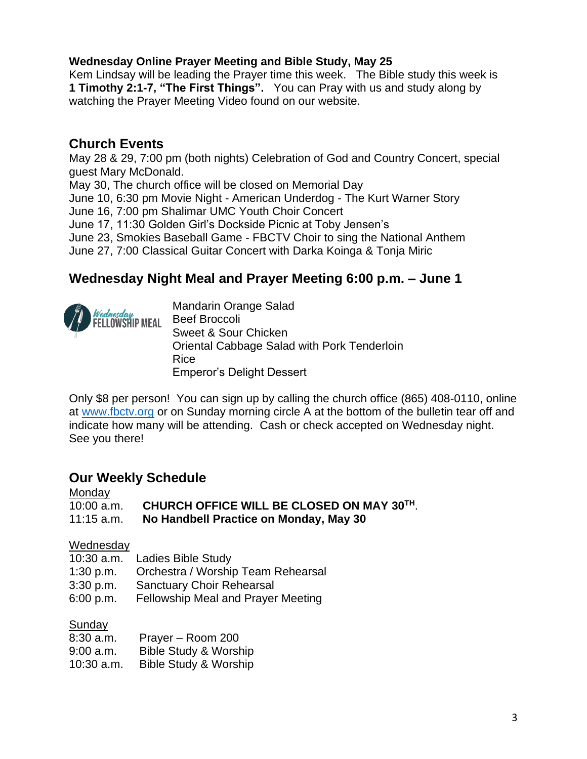**Wednesday Online Prayer Meeting and Bible Study, May 25**
Kem Lindsay will be leading the Prayer time this week. The Bible study this week is **1 Timothy 2:1-7, "The First Things".** You can Pray with us and study along by watching the Prayer Meeting Video found on our website.

## Church Events

May 28 & 29, 7:00 pm (both nights) Celebration of God and Country Concert, special guest Mary McDonald.
May 30, The church office will be closed on Memorial Day
June 10, 6:30 pm Movie Night - American Underdog - The Kurt Warner Story
June 16, 7:00 pm Shalimar UMC Youth Choir Concert
June 17, 11:30 Golden Girl's Dockside Picnic at Toby Jensen's
June 23, Smokies Baseball Game - FBCTV Choir to sing the National Anthem
June 27, 7:00 Classical Guitar Concert with Darka Koinga & Tonja Miric

## Wednesday Night Meal and Prayer Meeting 6:00 p.m. – June 1

Wednesday FELLOWSHIP MEAL

Mandarin Orange Salad
Beef Broccoli
Sweet & Sour Chicken
Oriental Cabbage Salad with Pork Tenderloin
Rice
Emperor's Delight Dessert

Only $8 per person! You can sign up by calling the church office (865) 408-0110, online at www.fbctv.org or on Sunday morning circle A at the bottom of the bulletin tear off and indicate how many will be attending. Cash or check accepted on Wednesday night. See you there!

## Our Weekly Schedule

<u>Monday</u>
10:00 a.m. **CHURCH OFFICE WILL BE CLOSED ON MAY 30TH**.
11:15 a.m. **No Handbell Practice on Monday, May 30**

<u>Wednesday</u>
10:30 a.m. Ladies Bible Study
1:30 p.m. Orchestra / Worship Team Rehearsal
3:30 p.m. Sanctuary Choir Rehearsal
6:00 p.m. Fellowship Meal and Prayer Meeting

<u>Sunday</u>
8:30 a.m. Prayer – Room 200
9:00 a.m. Bible Study & Worship
10:30 a.m. Bible Study & Worship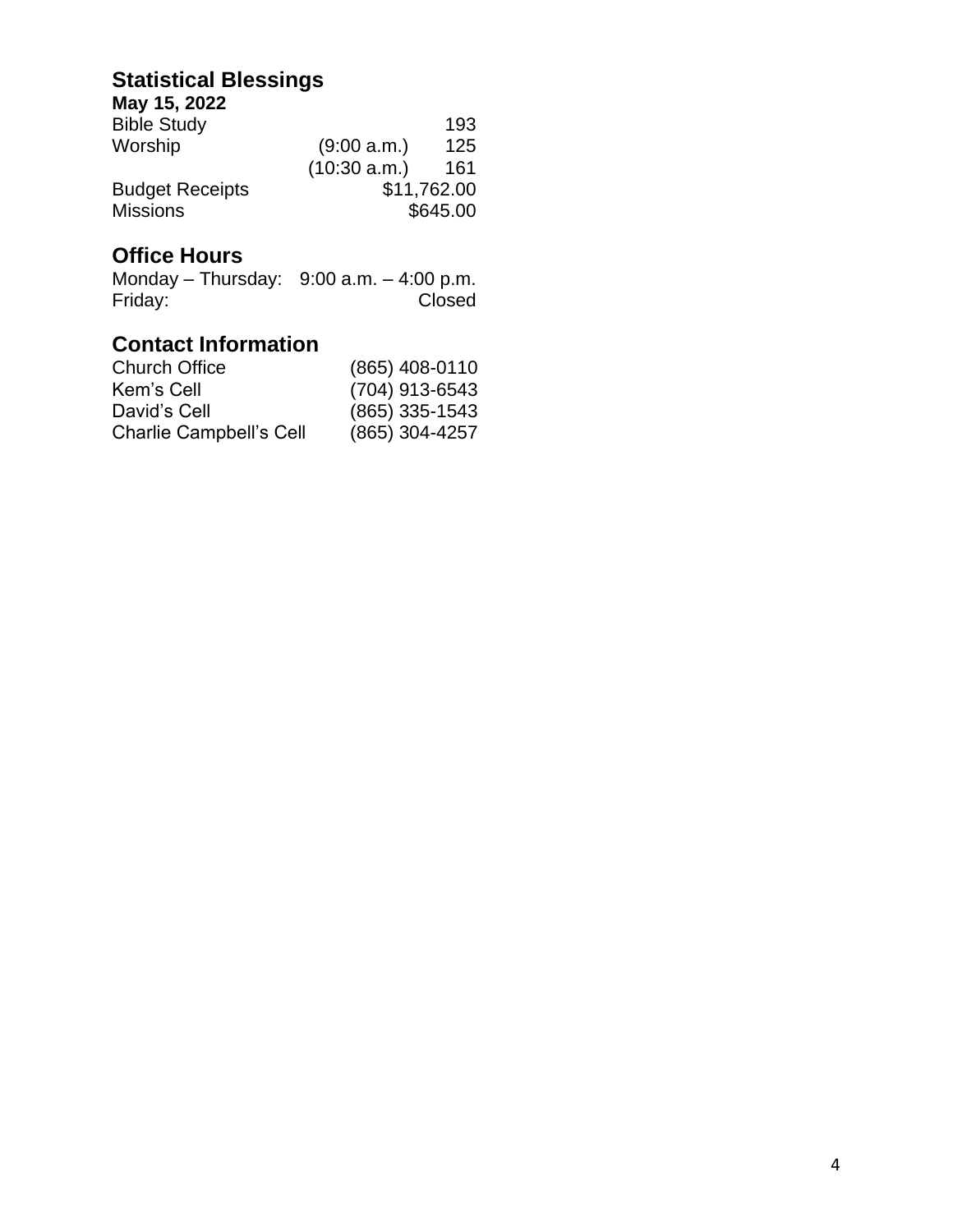## Statistical Blessings

**May 15, 2022**

| | | |
|---|---|---|
| Bible Study | | 193 |
| Worship | (9:00 a.m.) | 125 |
| | (10:30 a.m.) | 161 |
| Budget Receipts | | $11,762.00 |
| Missions | | $645.00 |

## Office Hours

| | |
|---|---|
| Monday – Thursday: | 9:00 a.m. – 4:00 p.m. |
| Friday: | Closed |

## Contact Information

| | |
|---|---|
| Church Office | (865) 408-0110 |
| Kem's Cell | (704) 913-6543 |
| David's Cell | (865) 335-1543 |
| Charlie Campbell's Cell | (865) 304-4257 |